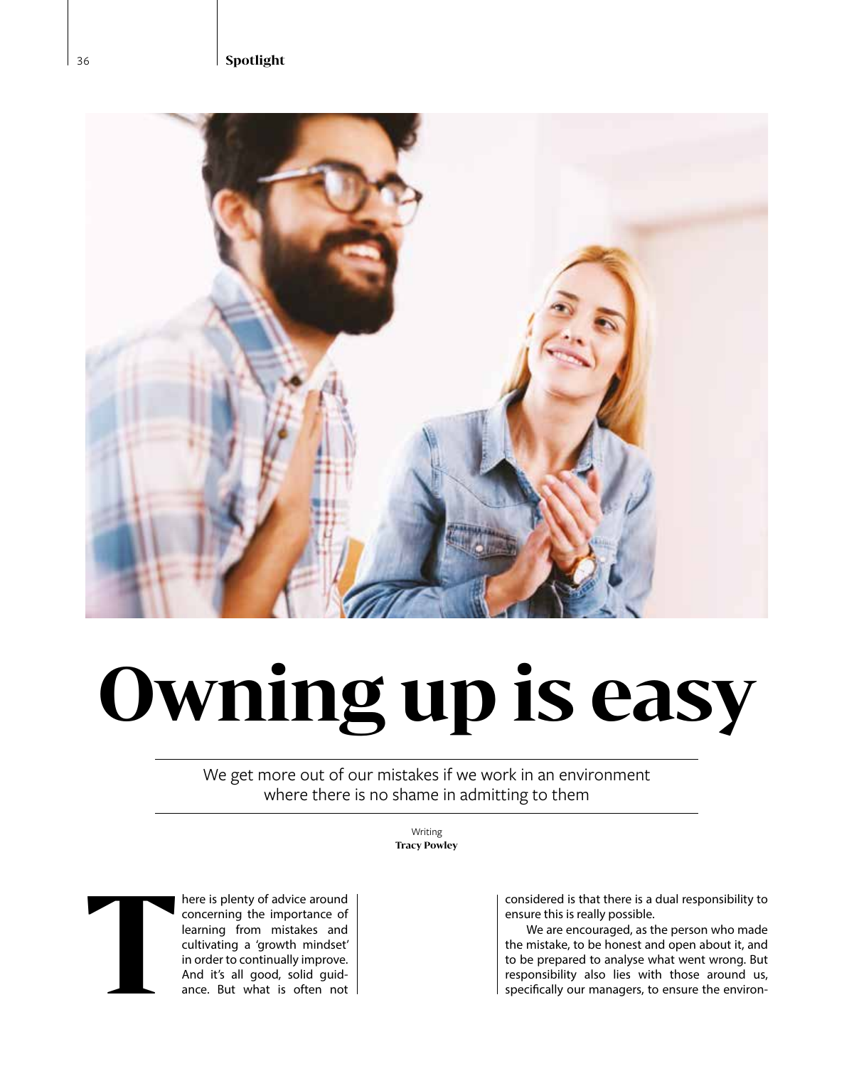# Owning up is easy

We get more out of our mistakes if we work in an environment where there is no shame in admitting to them

Writing
**Tracy Powley**

There is plenty of advice around concerning the importance of learning from mistakes and cultivating a 'growth mindset' in order to continually improve. And it's all good, solid guidance. But what is often not considered is that there is a dual responsibility to ensure this is really possible.

We are encouraged, as the person who made the mistake, to be honest and open about it, and to be prepared to analyse what went wrong. But responsibility also lies with those around us, specifically our managers, to ensure the environ-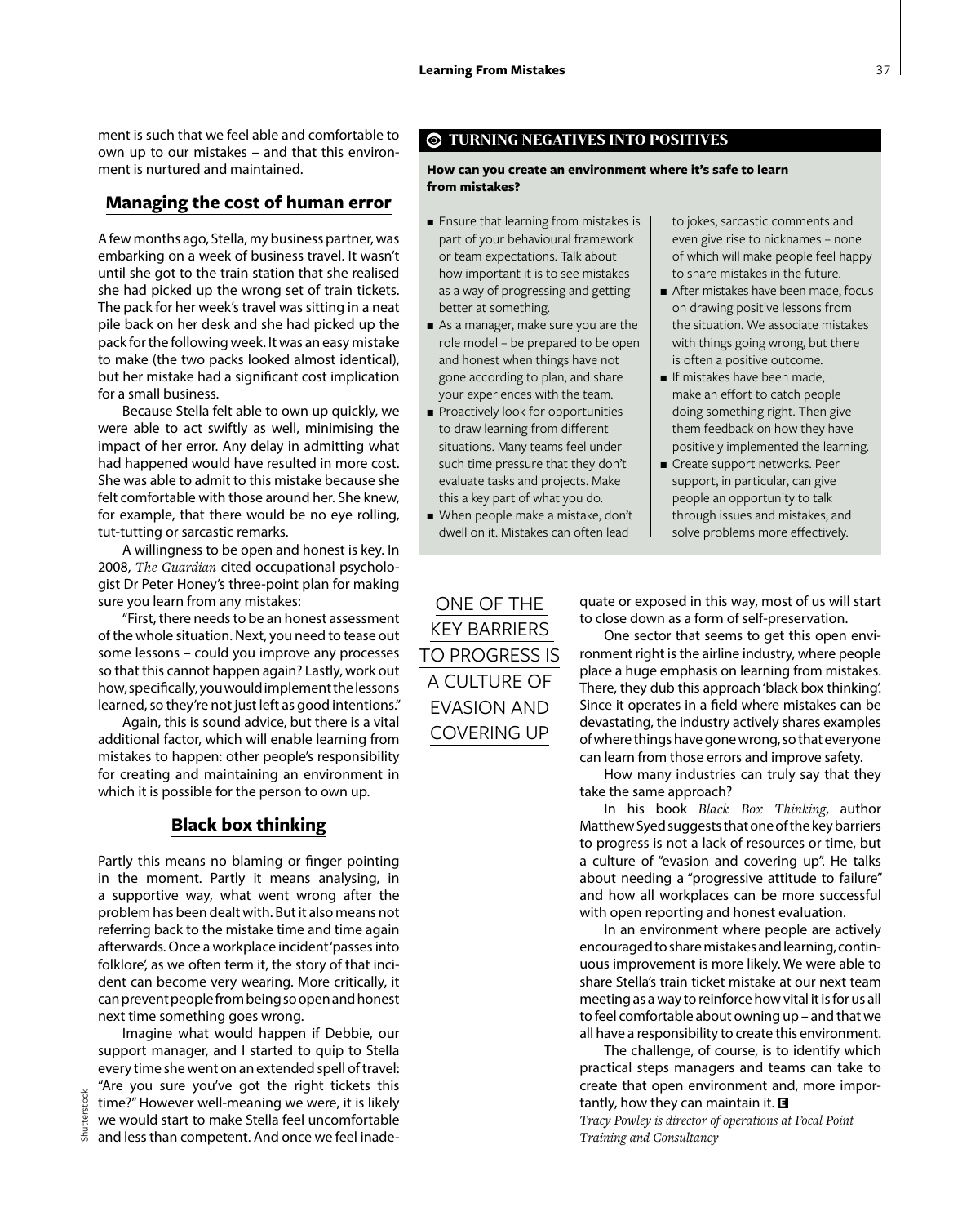ment is such that we feel able and comfortable to own up to our mistakes – and that this environment is nurtured and maintained.

## Managing the cost of human error

A few months ago, Stella, my business partner, was embarking on a week of business travel. It wasn't until she got to the train station that she realised she had picked up the wrong set of train tickets. The pack for her week's travel was sitting in a neat pile back on her desk and she had picked up the pack for the following week. It was an easy mistake to make (the two packs looked almost identical), but her mistake had a significant cost implication for a small business.

Because Stella felt able to own up quickly, we were able to act swiftly as well, minimising the impact of her error. Any delay in admitting what had happened would have resulted in more cost. She was able to admit to this mistake because she felt comfortable with those around her. She knew, for example, that there would be no eye rolling, tut-tutting or sarcastic remarks.

A willingness to be open and honest is key. In 2008, *The Guardian* cited occupational psychologist Dr Peter Honey's three-point plan for making sure you learn from any mistakes:

"First, there needs to be an honest assessment of the whole situation. Next, you need to tease out some lessons – could you improve any processes so that this cannot happen again? Lastly, work out how, specifically, you would implement the lessons learned, so they're not just left as good intentions."

Again, this is sound advice, but there is a vital additional factor, which will enable learning from mistakes to happen: other people's responsibility for creating and maintaining an environment in which it is possible for the person to own up.

## Black box thinking

Partly this means no blaming or finger pointing in the moment. Partly it means analysing, in a supportive way, what went wrong after the problem has been dealt with. But it also means not referring back to the mistake time and time again afterwards. Once a workplace incident 'passes into folklore', as we often term it, the story of that incident can become very wearing. More critically, it can prevent people from being so open and honest next time something goes wrong.

Imagine what would happen if Debbie, our support manager, and I started to quip to Stella every time she went on an extended spell of travel: "Are you sure you've got the right tickets this time?" However well-meaning we were, it is likely we would start to make Stella feel uncomfortable and less than competent. And once we feel inadequate or exposed in this way, most of us will start to close down as a form of self-preservation.

One sector that seems to get this open environment right is the airline industry, where people place a huge emphasis on learning from mistakes. There, they dub this approach 'black box thinking'. Since it operates in a field where mistakes can be devastating, the industry actively shares examples of where things have gone wrong, so that everyone can learn from those errors and improve safety.

How many industries can truly say that they take the same approach?

In his book *Black Box Thinking*, author Matthew Syed suggests that one of the key barriers to progress is not a lack of resources or time, but a culture of "evasion and covering up". He talks about needing a "progressive attitude to failure" and how all workplaces can be more successful with open reporting and honest evaluation.

In an environment where people are actively encouraged to share mistakes and learning, continuous improvement is more likely. We were able to share Stella's train ticket mistake at our next team meeting as a way to reinforce how vital it is for us all to feel comfortable about owning up – and that we all have a responsibility to create this environment.

The challenge, of course, is to identify which practical steps managers and teams can take to create that open environment and, more importantly, how they can maintain it.

*Tracy Powley is director of operations at Focal Point Training and Consultancy*

ONE OF THE KEY BARRIERS TO PROGRESS IS A CULTURE OF EVASION AND COVERING UP

### TURNING NEGATIVES INTO POSITIVES

**How can you create an environment where it's safe to learn from mistakes?**

- Ensure that learning from mistakes is part of your behavioural framework or team expectations. Talk about how important it is to see mistakes as a way of progressing and getting better at something.
- As a manager, make sure you are the role model – be prepared to be open and honest when things have not gone according to plan, and share your experiences with the team.
- Proactively look for opportunities to draw learning from different situations. Many teams feel under such time pressure that they don't evaluate tasks and projects. Make this a key part of what you do.
- When people make a mistake, don't dwell on it. Mistakes can often lead to jokes, sarcastic comments and even give rise to nicknames – none of which will make people feel happy to share mistakes in the future.
- After mistakes have been made, focus on drawing positive lessons from the situation. We associate mistakes with things going wrong, but there is often a positive outcome.
- If mistakes have been made, make an effort to catch people doing something right. Then give them feedback on how they have positively implemented the learning.
- Create support networks. Peer support, in particular, can give people an opportunity to talk through issues and mistakes, and solve problems more effectively.